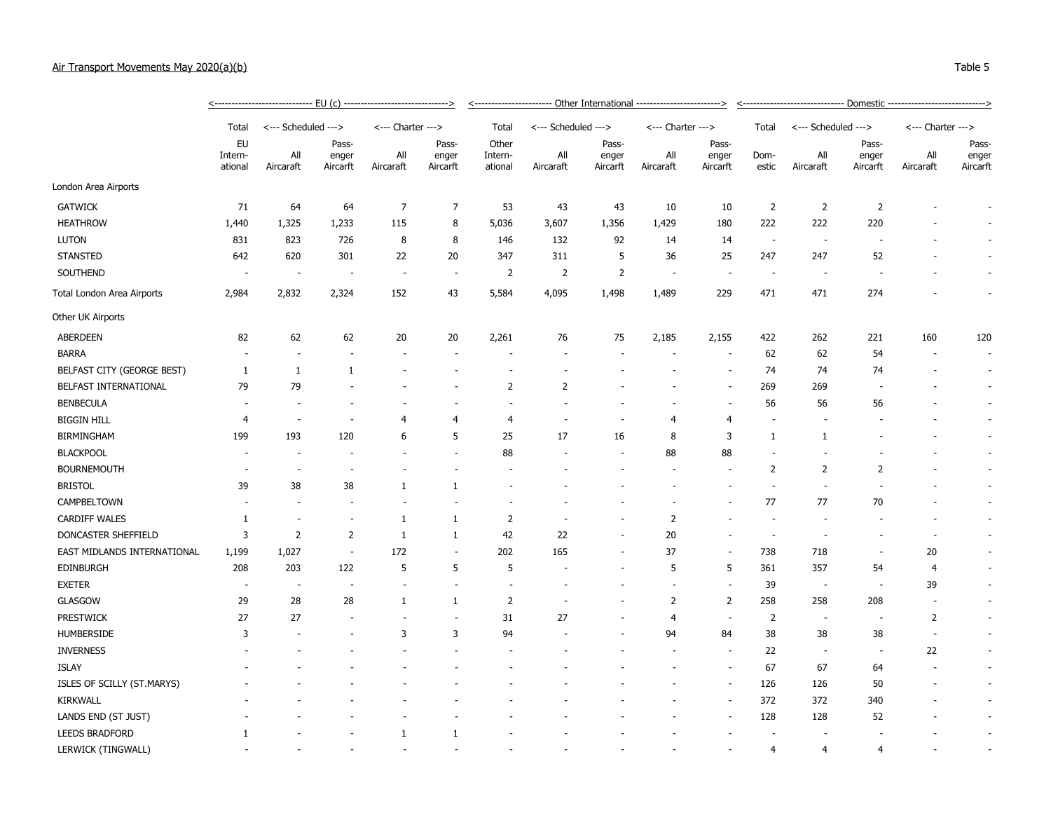Air Transport Movements May 2020(a)(b)

Table 5

| | EU (c) | | | | | Other International | | | | | Domestic | | | | |
|---|---|---|---|---|---|---|---|---|---|---|---|---|---|---|---|
| | Total | Scheduled | | Charter | | Total | Scheduled | | Charter | | Total | Scheduled | | Charter | |
| | EU International | All Aircaraft | Passenger Aircarft | All Aircaraft | Passenger Aircarft | Other International | All Aircaraft | Passenger Aircarft | All Aircaraft | Passenger Aircarft | Domestic | All Aircaraft | Passenger Aircarft | All Aircaraft | Passenger Aircarft |
| London Area Airports | | | | | | | | | | | | | | | |
| GATWICK | 71 | 64 | 64 | 7 | 7 | 53 | 43 | 43 | 10 | 10 | 2 | 2 | 2 | - | - |
| HEATHROW | 1,440 | 1,325 | 1,233 | 115 | 8 | 5,036 | 3,607 | 1,356 | 1,429 | 180 | 222 | 222 | 220 | - | - |
| LUTON | 831 | 823 | 726 | 8 | 8 | 146 | 132 | 92 | 14 | 14 | - | - | - | - | - |
| STANSTED | 642 | 620 | 301 | 22 | 20 | 347 | 311 | 5 | 36 | 25 | 247 | 247 | 52 | - | - |
| SOUTHEND | - | - | - | - | - | 2 | 2 | 2 | - | - | - | - | - | - | - |
| Total London Area Airports | 2,984 | 2,832 | 2,324 | 152 | 43 | 5,584 | 4,095 | 1,498 | 1,489 | 229 | 471 | 471 | 274 | - | - |
| Other UK Airports | | | | | | | | | | | | | | | |
| ABERDEEN | 82 | 62 | 62 | 20 | 20 | 2,261 | 76 | 75 | 2,185 | 2,155 | 422 | 262 | 221 | 160 | 120 |
| BARRA | - | - | - | - | - | - | - | - | - | - | 62 | 62 | 54 | - | - |
| BELFAST CITY (GEORGE BEST) | 1 | 1 | 1 | - | - | - | - | - | - | - | 74 | 74 | 74 | - | - |
| BELFAST INTERNATIONAL | 79 | 79 | - | - | - | 2 | 2 | - | - | - | 269 | 269 | - | - | - |
| BENBECULA | - | - | - | - | - | - | - | - | - | - | 56 | 56 | 56 | - | - |
| BIGGIN HILL | 4 | - | - | 4 | 4 | 4 | - | - | 4 | 4 | - | - | - | - | - |
| BIRMINGHAM | 199 | 193 | 120 | 6 | 5 | 25 | 17 | 16 | 8 | 3 | 1 | 1 | - | - | - |
| BLACKPOOL | - | - | - | - | - | 88 | - | - | 88 | 88 | - | - | - | - | - |
| BOURNEMOUTH | - | - | - | - | - | - | - | - | - | - | 2 | 2 | 2 | - | - |
| BRISTOL | 39 | 38 | 38 | 1 | 1 | - | - | - | - | - | - | - | - | - | - |
| CAMPBELTOWN | - | - | - | - | - | - | - | - | - | - | 77 | 77 | 70 | - | - |
| CARDIFF WALES | 1 | - | - | 1 | 1 | 2 | - | - | 2 | - | - | - | - | - | - |
| DONCASTER SHEFFIELD | 3 | 2 | 2 | 1 | 1 | 42 | 22 | - | 20 | - | - | - | - | - | - |
| EAST MIDLANDS INTERNATIONAL | 1,199 | 1,027 | - | 172 | - | 202 | 165 | - | 37 | - | 738 | 718 | - | 20 | - |
| EDINBURGH | 208 | 203 | 122 | 5 | 5 | 5 | - | - | 5 | 5 | 361 | 357 | 54 | 4 | - |
| EXETER | - | - | - | - | - | - | - | - | - | - | 39 | - | - | 39 | - |
| GLASGOW | 29 | 28 | 28 | 1 | 1 | 2 | - | - | 2 | 2 | 258 | 258 | 208 | - | - |
| PRESTWICK | 27 | 27 | - | - | - | 31 | 27 | - | 4 | - | 2 | - | - | 2 | - |
| HUMBERSIDE | 3 | - | - | 3 | 3 | 94 | - | - | 94 | 84 | 38 | 38 | 38 | - | - |
| INVERNESS | - | - | - | - | - | - | - | - | - | - | 22 | - | - | 22 | - |
| ISLAY | - | - | - | - | - | - | - | - | - | - | 67 | 67 | 64 | - | - |
| ISLES OF SCILLY (ST.MARYS) | - | - | - | - | - | - | - | - | - | - | 126 | 126 | 50 | - | - |
| KIRKWALL | - | - | - | - | - | - | - | - | - | - | 372 | 372 | 340 | - | - |
| LANDS END (ST JUST) | - | - | - | - | - | - | - | - | - | - | 128 | 128 | 52 | - | - |
| LEEDS BRADFORD | 1 | - | - | 1 | 1 | - | - | - | - | - | - | - | - | - | - |
| LERWICK (TINGWALL) | - | - | - | - | - | - | - | - | - | - | 4 | 4 | 4 | - | - |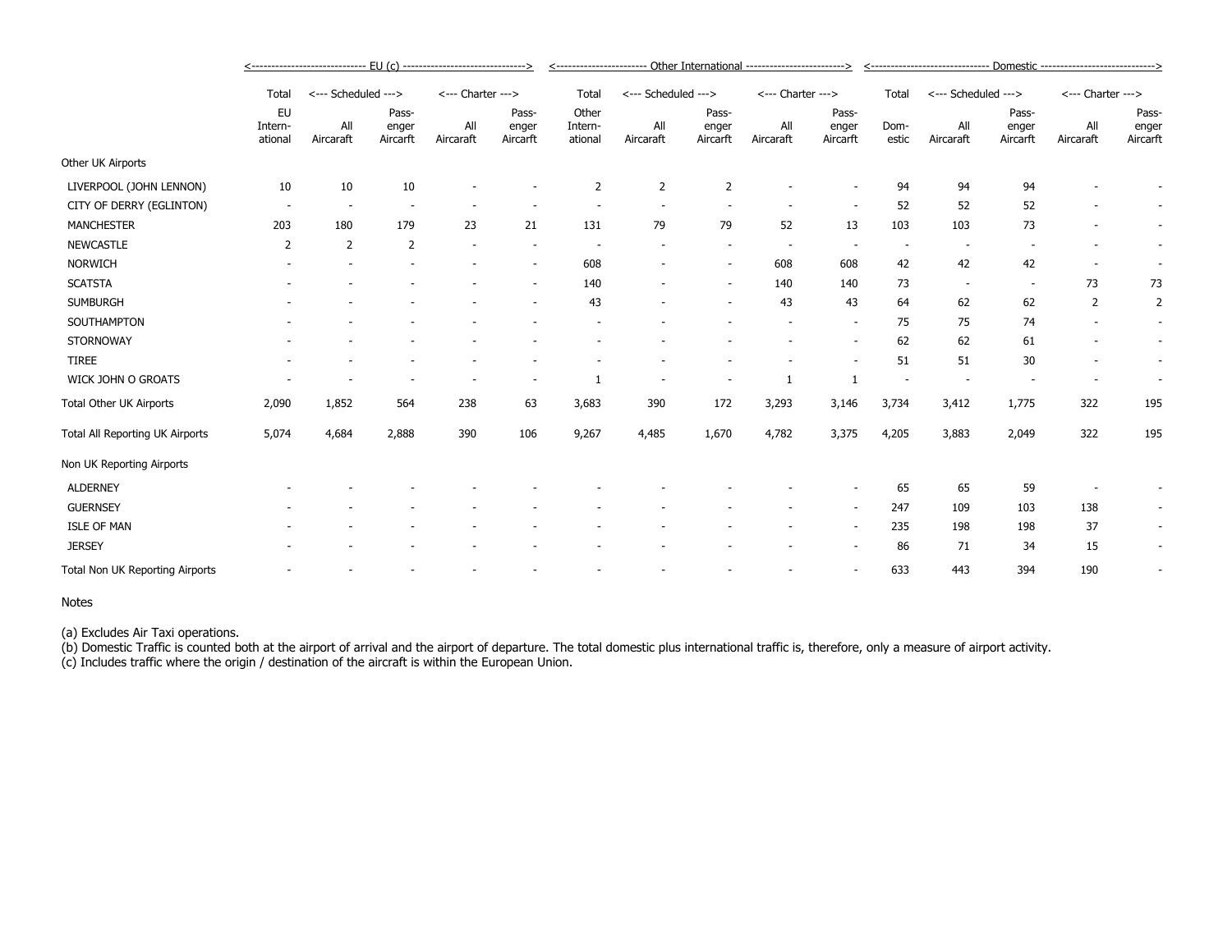| | EU (c) | | | | | Other International | | | | | Domestic | | | | |
|---|---|---|---|---|---|---|---|---|---|---|---|---|---|---|---|
| | Total | Scheduled | | Charter | | Total | Scheduled | | Charter | | Total | Scheduled | | Charter | |
| | EU International | All Aircaraft | Passenger Aircarft | All Aircaraft | Passenger Aircarft | Other International | All Aircaraft | Passenger Aircarft | All Aircaraft | Passenger Aircarft | Domestic | All Aircaraft | Passenger Aircarft | All Aircaraft | Passenger Aircarft |
| Other UK Airports | | | | | | | | | | | | | | | |
| LIVERPOOL (JOHN LENNON) | 10 | 10 | 10 | - | - | 2 | 2 | 2 | - | - | 94 | 94 | 94 | - | - |
| CITY OF DERRY (EGLINTON) | - | - | - | - | - | - | - | - | - | - | 52 | 52 | 52 | - | - |
| MANCHESTER | 203 | 180 | 179 | 23 | 21 | 131 | 79 | 79 | 52 | 13 | 103 | 103 | 73 | - | - |
| NEWCASTLE | 2 | 2 | 2 | - | - | - | - | - | - | - | - | - | - | - | - |
| NORWICH | - | - | - | - | - | 608 | - | - | 608 | 608 | 42 | 42 | 42 | - | - |
| SCATSTA | - | - | - | - | - | 140 | - | - | 140 | 140 | 73 | - | - | 73 | 73 |
| SUMBURGH | - | - | - | - | - | 43 | - | - | 43 | 43 | 64 | 62 | 62 | 2 | 2 |
| SOUTHAMPTON | - | - | - | - | - | - | - | - | - | - | 75 | 75 | 74 | - | - |
| STORNOWAY | - | - | - | - | - | - | - | - | - | - | 62 | 62 | 61 | - | - |
| TIREE | - | - | - | - | - | - | - | - | - | - | 51 | 51 | 30 | - | - |
| WICK JOHN O GROATS | - | - | - | - | - | 1 | - | - | 1 | 1 | - | - | - | - | - |
| Total Other UK Airports | 2,090 | 1,852 | 564 | 238 | 63 | 3,683 | 390 | 172 | 3,293 | 3,146 | 3,734 | 3,412 | 1,775 | 322 | 195 |
| Total All Reporting UK Airports | 5,074 | 4,684 | 2,888 | 390 | 106 | 9,267 | 4,485 | 1,670 | 4,782 | 3,375 | 4,205 | 3,883 | 2,049 | 322 | 195 |
| Non UK Reporting Airports | | | | | | | | | | | | | | | |
| ALDERNEY | - | - | - | - | - | - | - | - | - | - | 65 | 65 | 59 | - | - |
| GUERNSEY | - | - | - | - | - | - | - | - | - | - | 247 | 109 | 103 | 138 | - |
| ISLE OF MAN | - | - | - | - | - | - | - | - | - | - | 235 | 198 | 198 | 37 | - |
| JERSEY | - | - | - | - | - | - | - | - | - | - | 86 | 71 | 34 | 15 | - |
| Total Non UK Reporting Airports | - | - | - | - | - | - | - | - | - | - | 633 | 443 | 394 | 190 | - |

Notes

(a) Excludes Air Taxi operations.
(b) Domestic Traffic is counted both at the airport of arrival and the airport of departure. The total domestic plus international traffic is, therefore, only a measure of airport activity.
(c) Includes traffic where the origin / destination of the aircraft is within the European Union.